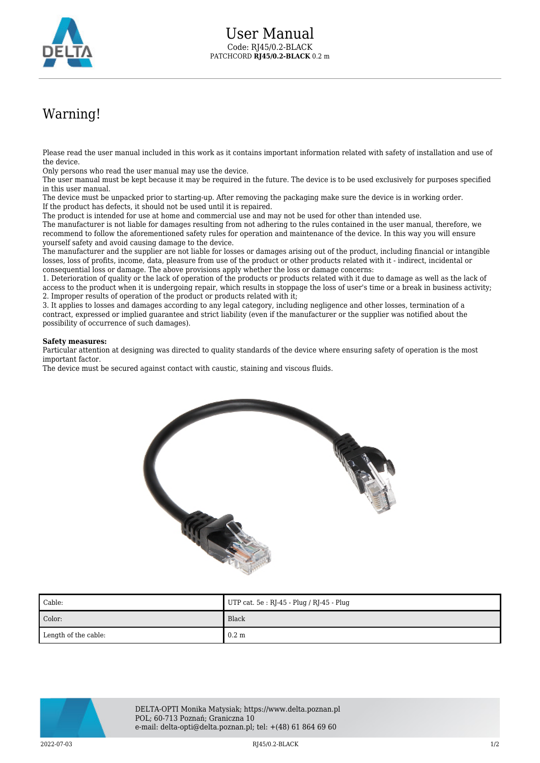# User Manual

Code: RJ45/0.2-BLACK

PATCHCORD **RJ45/0.2-BLACK** 0.2 m

## Warning!

Please read the user manual included in this work as it contains important information related with safety of installation and use of the device.
Only persons who read the user manual may use the device.
The user manual must be kept because it may be required in the future. The device is to be used exclusively for purposes specified in this user manual.
The device must be unpacked prior to starting-up. After removing the packaging make sure the device is in working order.
If the product has defects, it should not be used until it is repaired.
The product is intended for use at home and commercial use and may not be used for other than intended use.
The manufacturer is not liable for damages resulting from not adhering to the rules contained in the user manual, therefore, we recommend to follow the aforementioned safety rules for operation and maintenance of the device. In this way you will ensure yourself safety and avoid causing damage to the device.
The manufacturer and the supplier are not liable for losses or damages arising out of the product, including financial or intangible losses, loss of profits, income, data, pleasure from use of the product or other products related with it - indirect, incidental or consequential loss or damage. The above provisions apply whether the loss or damage concerns:
1. Deterioration of quality or the lack of operation of the products or products related with it due to damage as well as the lack of access to the product when it is undergoing repair, which results in stoppage the loss of user's time or a break in business activity;
2. Improper results of operation of the product or products related with it;
3. It applies to losses and damages according to any legal category, including negligence and other losses, termination of a contract, expressed or implied guarantee and strict liability (even if the manufacturer or the supplier was notified about the possibility of occurrence of such damages).

**Safety measures:**
Particular attention at designing was directed to quality standards of the device where ensuring safety of operation is the most important factor.
The device must be secured against contact with caustic, staining and viscous fluids.

| Cable: | UTP cat. 5e : RJ-45 - Plug / RJ-45 - Plug |
|---|---|
| Color: | Black |
| Length of the cable: | 0.2 m |

DELTA-OPTI Monika Matysiak; https://www.delta.poznan.pl
POL; 60-713 Poznań; Graniczna 10
e-mail: delta-opti@delta.poznan.pl; tel: +(48) 61 864 69 60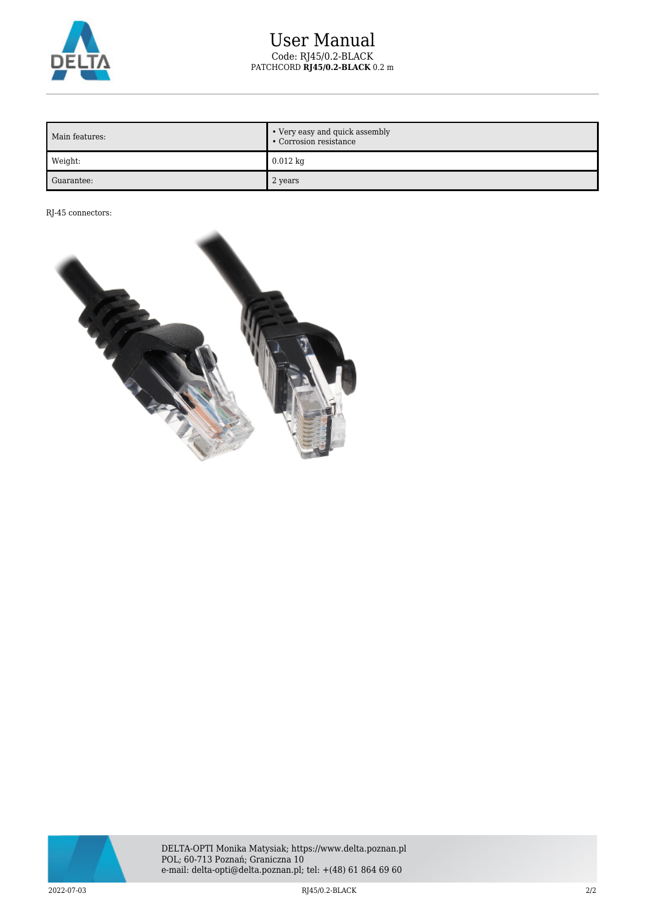| | |
|---|---|
| Main features: | • Very easy and quick assembly<br>• Corrosion resistance |
| Weight: | 0.012 kg |
| Guarantee: | 2 years |

RJ-45 connectors:

DELTA-OPTI Monika Matysiak; https://www.delta.poznan.pl
POL; 60-713 Poznań; Graniczna 10
e-mail: delta-opti@delta.poznan.pl; tel: +(48) 61 864 69 60